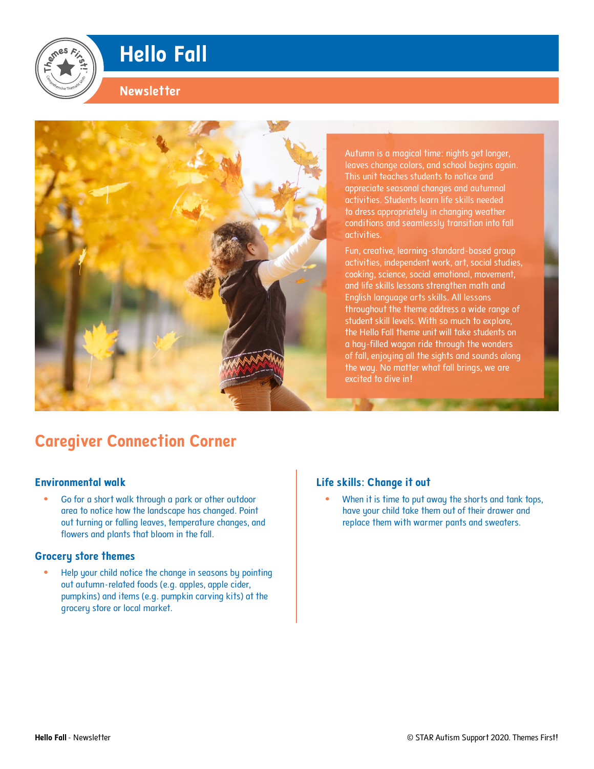# Hello Fall

## Newsletter

Autumn is a magical time: nights get longer, leaves change colors, and school begins again. This unit teaches students to notice and appreciate seasonal changes and autumnal activities. Students learn life skills needed to dress appropriately in changing weather conditions and seamlessly transition into fall activities.

Fun, creative, learning-standard-based group activities, independent work, art, social studies, cooking, science, social emotional, movement, and life skills lessons strengthen math and English language arts skills. All lessons throughout the theme address a wide range of student skill levels. With so much to explore, the Hello Fall theme unit will take students on a hay-filled wagon ride through the wonders of fall, enjoying all the sights and sounds along the way. No matter what fall brings, we are excited to dive in!

## Caregiver Connection Corner

### Environmental walk

- Go for a short walk through a park or other outdoor area to notice how the landscape has changed. Point out turning or falling leaves, temperature changes, and flowers and plants that bloom in the fall.

### Grocery store themes

- Help your child notice the change in seasons by pointing out autumn-related foods (e.g. apples, apple cider, pumpkins) and items (e.g. pumpkin carving kits) at the grocery store or local market.

### Life skills: Change it out

- When it is time to put away the shorts and tank tops, have your child take them out of their drawer and replace them with warmer pants and sweaters.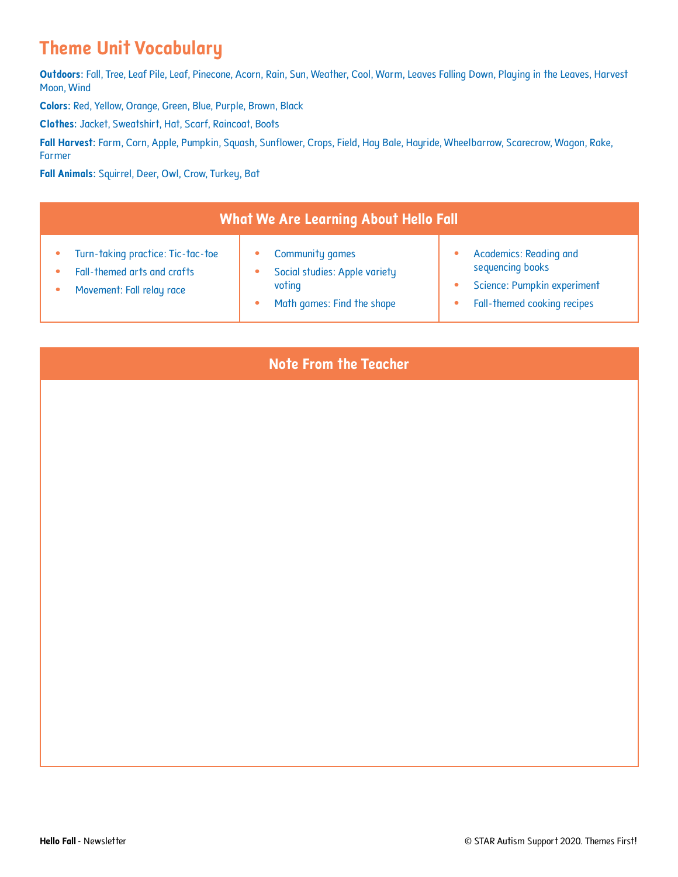# Theme Unit Vocabulary

**Outdoors**: Fall, Tree, Leaf Pile, Leaf, Pinecone, Acorn, Rain, Sun, Weather, Cool, Warm, Leaves Falling Down, Playing in the Leaves, Harvest Moon, Wind

**Colors**: Red, Yellow, Orange, Green, Blue, Purple, Brown, Black

**Clothes**: Jacket, Sweatshirt, Hat, Scarf, Raincoat, Boots

**Fall Harvest**: Farm, Corn, Apple, Pumpkin, Squash, Sunflower, Crops, Field, Hay Bale, Hayride, Wheelbarrow, Scarecrow, Wagon, Rake, Farmer

**Fall Animals**: Squirrel, Deer, Owl, Crow, Turkey, Bat

## What We Are Learning About Hello Fall

- Turn-taking practice: Tic-tac-toe
- Fall-themed arts and crafts
- Movement: Fall relay race
- Community games
- Social studies: Apple variety voting
- Math games: Find the shape
- Academics: Reading and sequencing books
- Science: Pumpkin experiment
- Fall-themed cooking recipes

## Note From the Teacher